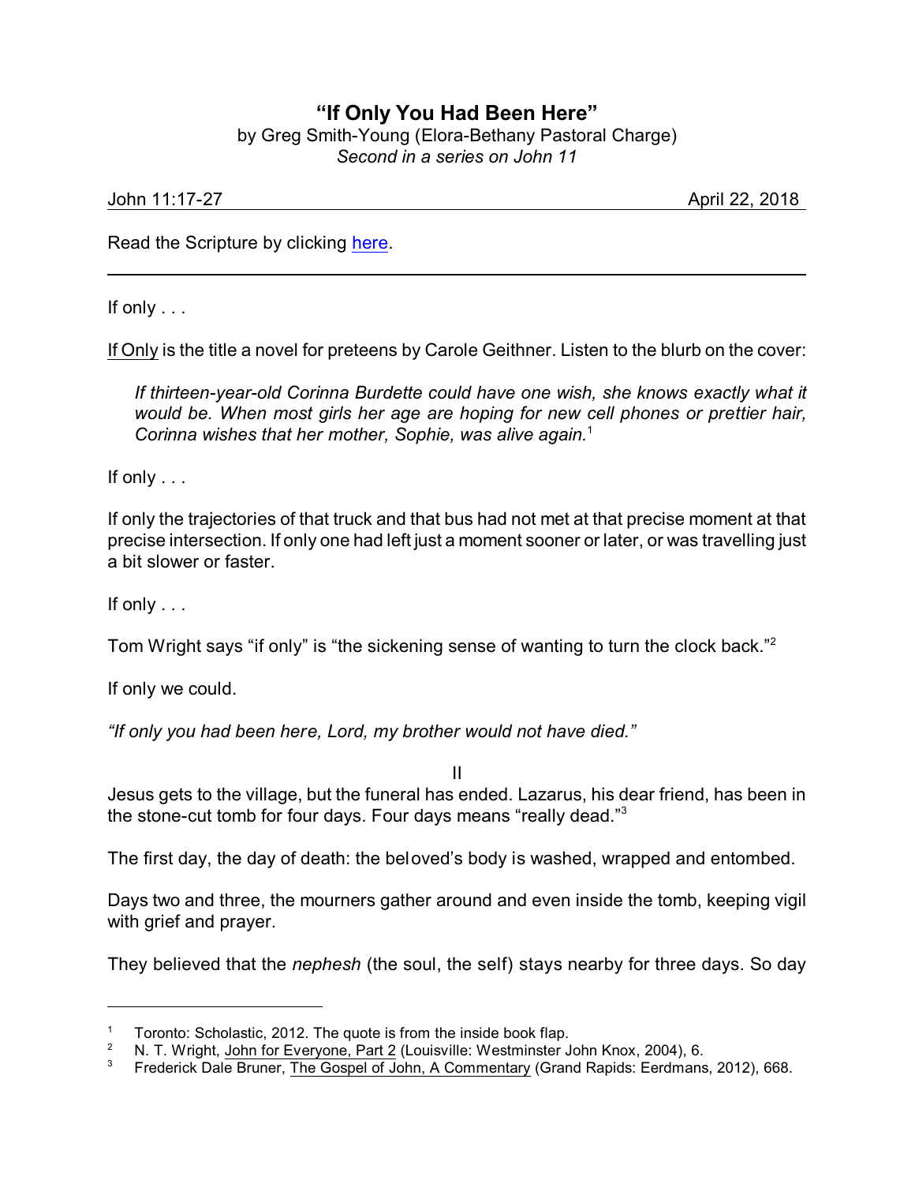# "If Only You Had Been Here"

by Greg Smith-Young (Elora-Bethany Pastoral Charge)
*Second in a series on John 11*

John 11:17-27 April 22, 2018

Read the Scripture by clicking here.

---

If only . . .

If Only is the title a novel for preteens by Carole Geithner. Listen to the blurb on the cover:

> *If thirteen-year-old Corinna Burdette could have one wish, she knows exactly what it would be. When most girls her age are hoping for new cell phones or prettier hair, Corinna wishes that her mother, Sophie, was alive again.*[1]

If only . . .

If only the trajectories of that truck and that bus had not met at that precise moment at that precise intersection. If only one had left just a moment sooner or later, or was travelling just a bit slower or faster.

If only . . .

Tom Wright says "if only" is "the sickening sense of wanting to turn the clock back."[2]

If only we could.

*"If only you had been here, Lord, my brother would not have died."*

II

Jesus gets to the village, but the funeral has ended. Lazarus, his dear friend, has been in the stone-cut tomb for four days. Four days means "really dead."[3]

The first day, the day of death: the beloved's body is washed, wrapped and entombed.

Days two and three, the mourners gather around and even inside the tomb, keeping vigil with grief and prayer.

They believed that the *nephesh* (the soul, the self) stays nearby for three days. So day

---

1. Toronto: Scholastic, 2012. The quote is from the inside book flap.
2. N. T. Wright, John for Everyone, Part 2 (Louisville: Westminster John Knox, 2004), 6.
3. Frederick Dale Bruner, The Gospel of John, A Commentary (Grand Rapids: Eerdmans, 2012), 668.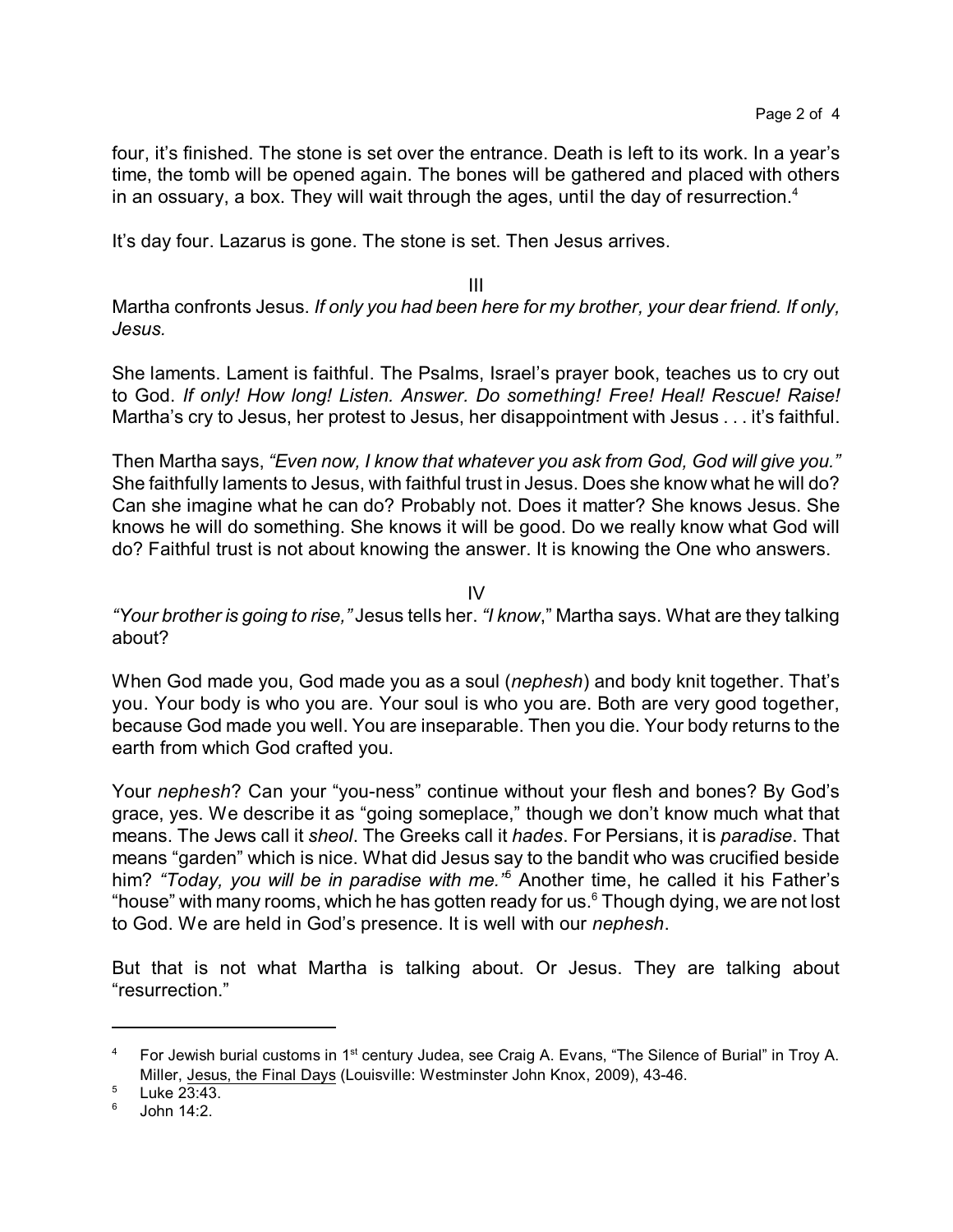four, it's finished. The stone is set over the entrance. Death is left to its work. In a year's time, the tomb will be opened again. The bones will be gathered and placed with others in an ossuary, a box. They will wait through the ages, until the day of resurrection.[4]

It's day four. Lazarus is gone. The stone is set. Then Jesus arrives.

## III

Martha confronts Jesus. *If only you had been here for my brother, your dear friend. If only, Jesus.*

She laments. Lament is faithful. The Psalms, Israel's prayer book, teaches us to cry out to God. *If only! How long! Listen. Answer. Do something! Free! Heal! Rescue! Raise!* Martha's cry to Jesus, her protest to Jesus, her disappointment with Jesus . . . it's faithful.

Then Martha says, *"Even now, I know that whatever you ask from God, God will give you."* She faithfully laments to Jesus, with faithful trust in Jesus. Does she know what he will do? Can she imagine what he can do? Probably not. Does it matter? She knows Jesus. She knows he will do something. She knows it will be good. Do we really know what God will do? Faithful trust is not about knowing the answer. It is knowing the One who answers.

## IV

*"Your brother is going to rise,"* Jesus tells her. *"I know*," Martha says. What are they talking about?

When God made you, God made you as a soul (*nephesh*) and body knit together. That's you. Your body is who you are. Your soul is who you are. Both are very good together, because God made you well. You are inseparable. Then you die. Your body returns to the earth from which God crafted you.

Your *nephesh*? Can your "you-ness" continue without your flesh and bones? By God's grace, yes. We describe it as "going someplace," though we don't know much what that means. The Jews call it *sheol*. The Greeks call it *hades*. For Persians, it is *paradise*. That means "garden" which is nice. What did Jesus say to the bandit who was crucified beside him? *"Today, you will be in paradise with me."*[5] Another time, he called it his Father's "house" with many rooms, which he has gotten ready for us.[6] Though dying, we are not lost to God. We are held in God's presence. It is well with our *nephesh*.

But that is not what Martha is talking about. Or Jesus. They are talking about "resurrection."

---

[4] For Jewish burial customs in 1st century Judea, see Craig A. Evans, "The Silence of Burial" in Troy A. Miller, Jesus, the Final Days (Louisville: Westminster John Knox, 2009), 43-46.

[5] Luke 23:43.

[6] John 14:2.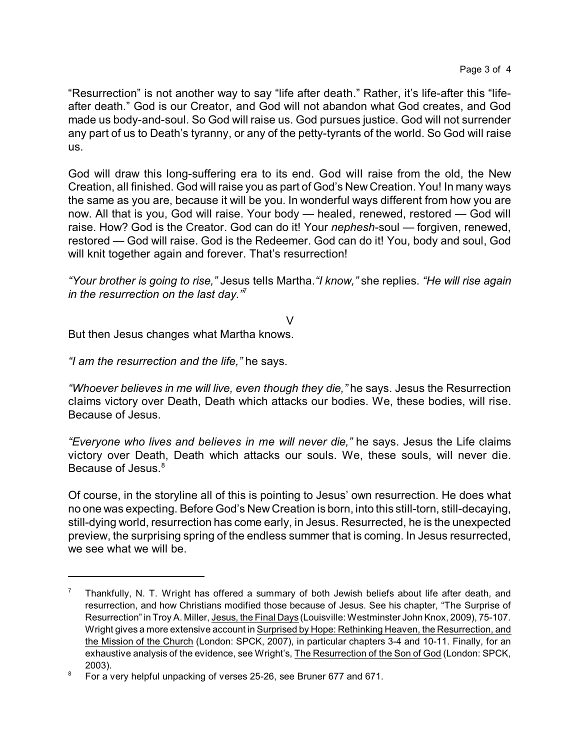"Resurrection" is not another way to say "life after death." Rather, it's life-after this "life-after death." God is our Creator, and God will not abandon what God creates, and God made us body-and-soul. So God will raise us. God pursues justice. God will not surrender any part of us to Death's tyranny, or any of the petty-tyrants of the world. So God will raise us.

God will draw this long-suffering era to its end. God will raise from the old, the New Creation, all finished. God will raise you as part of God's New Creation. You! In many ways the same as you are, because it will be you. In wonderful ways different from how you are now. All that is you, God will raise. Your body — healed, renewed, restored — God will raise. How? God is the Creator. God can do it! Your *nephesh*-soul — forgiven, renewed, restored — God will raise. God is the Redeemer. God can do it! You, body and soul, God will knit together again and forever. That's resurrection!

*"Your brother is going to rise,"* Jesus tells Martha. *"I know,"* she replies. *"He will rise again in the resurrection on the last day."*[7]

V

But then Jesus changes what Martha knows.

*"I am the resurrection and the life,"* he says.

*"Whoever believes in me will live, even though they die,"* he says. Jesus the Resurrection claims victory over Death, Death which attacks our bodies. We, these bodies, will rise. Because of Jesus.

*"Everyone who lives and believes in me will never die,"* he says. Jesus the Life claims victory over Death, Death which attacks our souls. We, these souls, will never die. Because of Jesus.[8]

Of course, in the storyline all of this is pointing to Jesus' own resurrection. He does what no one was expecting. Before God's New Creation is born, into this still-torn, still-decaying, still-dying world, resurrection has come early, in Jesus. Resurrected, he is the unexpected preview, the surprising spring of the endless summer that is coming. In Jesus resurrected, we see what we will be.

---

[7] Thankfully, N. T. Wright has offered a summary of both Jewish beliefs about life after death, and resurrection, and how Christians modified those because of Jesus. See his chapter, "The Surprise of Resurrection" in Troy A. Miller, Jesus, the Final Days (Louisville: Westminster John Knox, 2009), 75-107. Wright gives a more extensive account in Surprised by Hope: Rethinking Heaven, the Resurrection, and the Mission of the Church (London: SPCK, 2007), in particular chapters 3-4 and 10-11. Finally, for an exhaustive analysis of the evidence, see Wright's, The Resurrection of the Son of God (London: SPCK, 2003).

[8] For a very helpful unpacking of verses 25-26, see Bruner 677 and 671.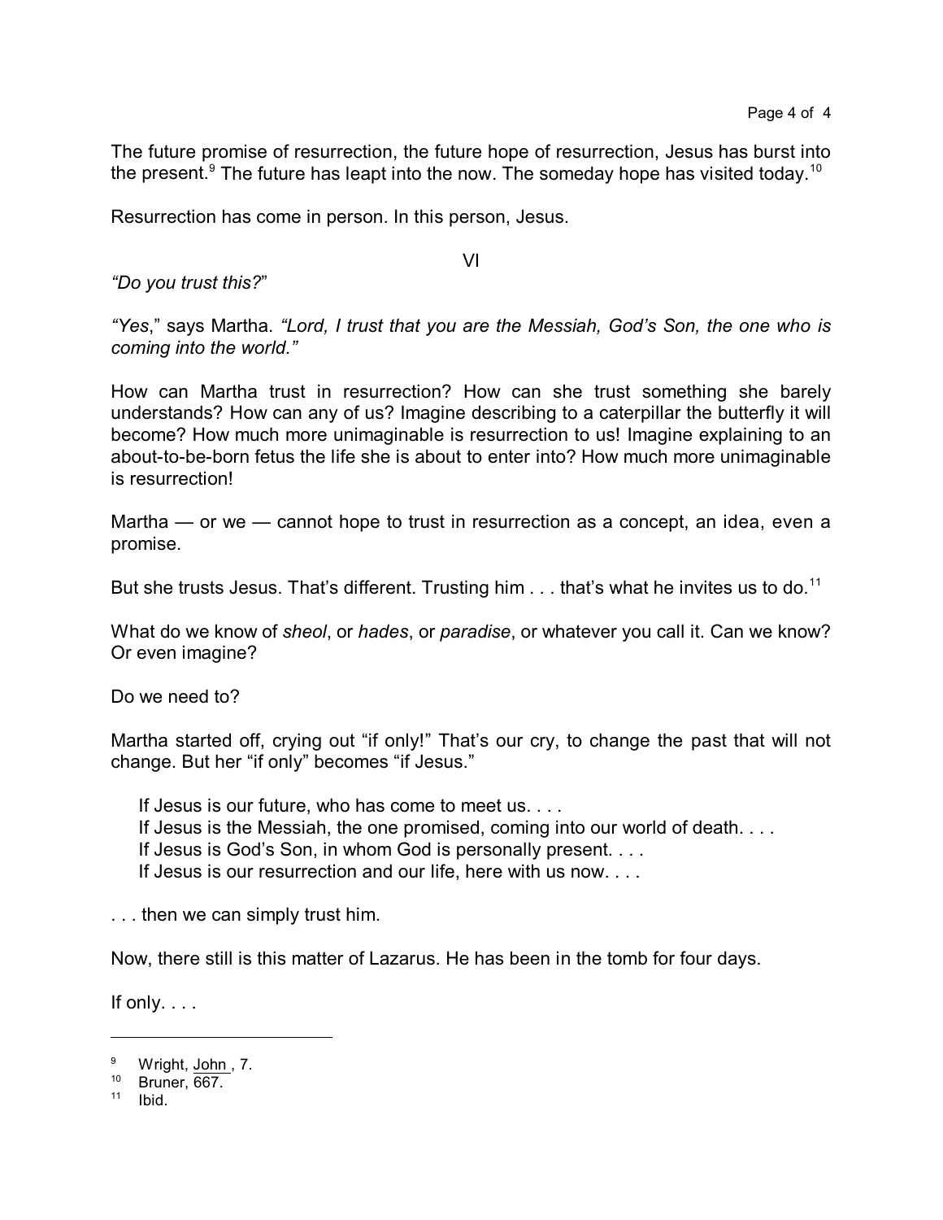The future promise of resurrection, the future hope of resurrection, Jesus has burst into the present.[9] The future has leapt into the now. The someday hope has visited today.[10]

Resurrection has come in person. In this person, Jesus.

VI

*"Do you trust this?"*

*"Yes*," says Martha. *"Lord, I trust that you are the Messiah, God's Son, the one who is coming into the world."*

How can Martha trust in resurrection? How can she trust something she barely understands? How can any of us? Imagine describing to a caterpillar the butterfly it will become? How much more unimaginable is resurrection to us! Imagine explaining to an about-to-be-born fetus the life she is about to enter into? How much more unimaginable is resurrection!

Martha — or we — cannot hope to trust in resurrection as a concept, an idea, even a promise.

But she trusts Jesus. That's different. Trusting him . . . that's what he invites us to do.[11]

What do we know of *sheol*, or *hades*, or *paradise*, or whatever you call it. Can we know? Or even imagine?

Do we need to?

Martha started off, crying out "if only!" That's our cry, to change the past that will not change. But her "if only" becomes "if Jesus."

> If Jesus is our future, who has come to meet us. . . .
> If Jesus is the Messiah, the one promised, coming into our world of death. . . .
> If Jesus is God's Son, in whom God is personally present. . . .
> If Jesus is our resurrection and our life, here with us now. . . .

. . . then we can simply trust him.

Now, there still is this matter of Lazarus. He has been in the tomb for four days.

If only. . . .

---

[9] Wright, John , 7.
[10] Bruner, 667.
[11] Ibid.